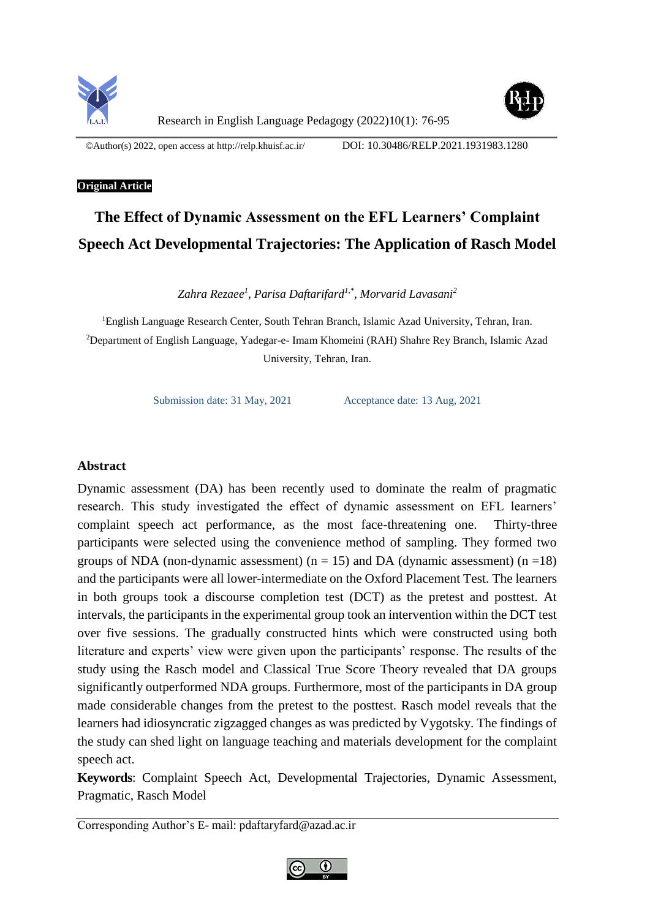©Author(s) 2022, open access at http://relp.khuisf.ac.ir/ DOI: 10.30486/RELP.2021.1931983.1280

**Original Article**

# The Effect of Dynamic Assessment on the EFL Learners' Complaint Speech Act Developmental Trajectories: The Application of Rasch Model

*Zahra Rezaee[1], Parisa Daftarifard[1,*], Morvarid Lavasani[2]*

[1]English Language Research Center, South Tehran Branch, Islamic Azad University, Tehran, Iran.
[2]Department of English Language, Yadegar-e- Imam Khomeini (RAH) Shahre Rey Branch, Islamic Azad University, Tehran, Iran.

Submission date: 31 May, 2021 Acceptance date: 13 Aug, 2021

## Abstract

Dynamic assessment (DA) has been recently used to dominate the realm of pragmatic research. This study investigated the effect of dynamic assessment on EFL learners' complaint speech act performance, as the most face-threatening one. Thirty-three participants were selected using the convenience method of sampling. They formed two groups of NDA (non-dynamic assessment) (n = 15) and DA (dynamic assessment) (n =18) and the participants were all lower-intermediate on the Oxford Placement Test. The learners in both groups took a discourse completion test (DCT) as the pretest and posttest. At intervals, the participants in the experimental group took an intervention within the DCT test over five sessions. The gradually constructed hints which were constructed using both literature and experts' view were given upon the participants' response. The results of the study using the Rasch model and Classical True Score Theory revealed that DA groups significantly outperformed NDA groups. Furthermore, most of the participants in DA group made considerable changes from the pretest to the posttest. Rasch model reveals that the learners had idiosyncratic zigzagged changes as was predicted by Vygotsky. The findings of the study can shed light on language teaching and materials development for the complaint speech act.

**Keywords**: Complaint Speech Act, Developmental Trajectories, Dynamic Assessment, Pragmatic, Rasch Model

Corresponding Author's E- mail: pdaftaryfard@azad.ac.ir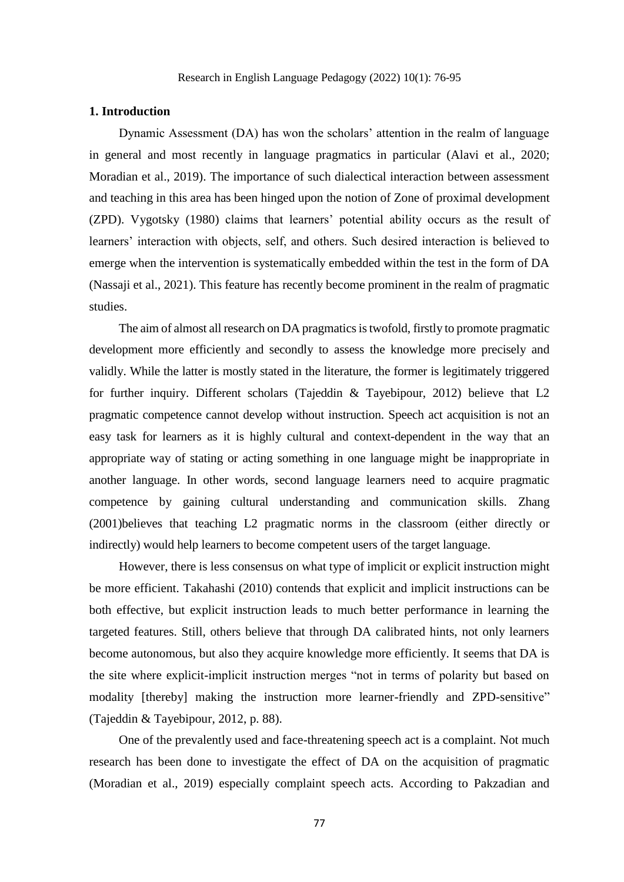## 1. Introduction

Dynamic Assessment (DA) has won the scholars' attention in the realm of language in general and most recently in language pragmatics in particular (Alavi et al., 2020; Moradian et al., 2019). The importance of such dialectical interaction between assessment and teaching in this area has been hinged upon the notion of Zone of proximal development (ZPD). Vygotsky (1980) claims that learners' potential ability occurs as the result of learners' interaction with objects, self, and others. Such desired interaction is believed to emerge when the intervention is systematically embedded within the test in the form of DA (Nassaji et al., 2021). This feature has recently become prominent in the realm of pragmatic studies.

The aim of almost all research on DA pragmatics is twofold, firstly to promote pragmatic development more efficiently and secondly to assess the knowledge more precisely and validly. While the latter is mostly stated in the literature, the former is legitimately triggered for further inquiry. Different scholars (Tajeddin & Tayebipour, 2012) believe that L2 pragmatic competence cannot develop without instruction. Speech act acquisition is not an easy task for learners as it is highly cultural and context-dependent in the way that an appropriate way of stating or acting something in one language might be inappropriate in another language. In other words, second language learners need to acquire pragmatic competence by gaining cultural understanding and communication skills. Zhang (2001)believes that teaching L2 pragmatic norms in the classroom (either directly or indirectly) would help learners to become competent users of the target language.

However, there is less consensus on what type of implicit or explicit instruction might be more efficient. Takahashi (2010) contends that explicit and implicit instructions can be both effective, but explicit instruction leads to much better performance in learning the targeted features. Still, others believe that through DA calibrated hints, not only learners become autonomous, but also they acquire knowledge more efficiently. It seems that DA is the site where explicit-implicit instruction merges "not in terms of polarity but based on modality [thereby] making the instruction more learner-friendly and ZPD-sensitive" (Tajeddin & Tayebipour, 2012, p. 88).

One of the prevalently used and face-threatening speech act is a complaint. Not much research has been done to investigate the effect of DA on the acquisition of pragmatic (Moradian et al., 2019) especially complaint speech acts. According to Pakzadian and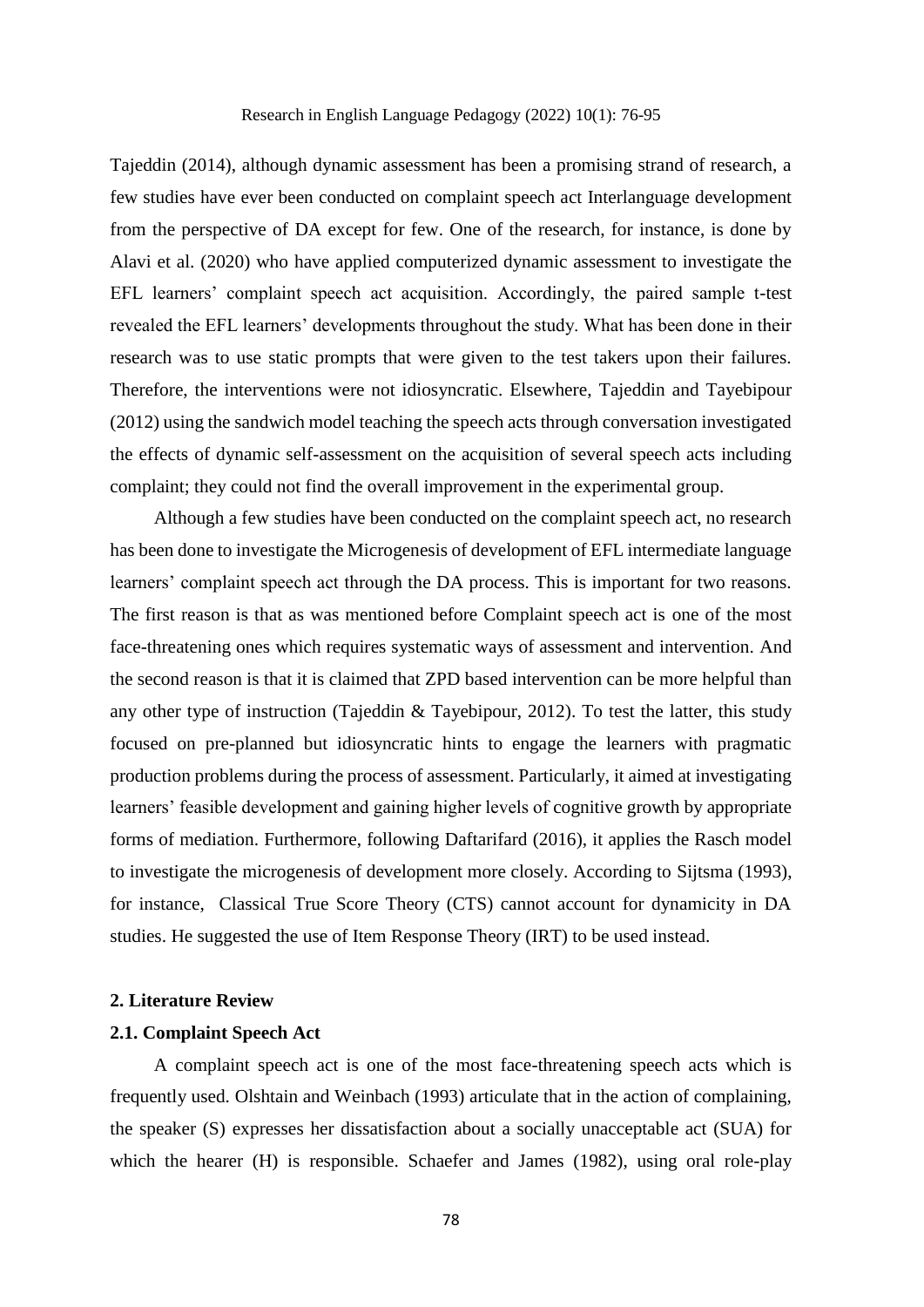Tajeddin (2014), although dynamic assessment has been a promising strand of research, a few studies have ever been conducted on complaint speech act Interlanguage development from the perspective of DA except for few. One of the research, for instance, is done by Alavi et al. (2020) who have applied computerized dynamic assessment to investigate the EFL learners' complaint speech act acquisition. Accordingly, the paired sample t-test revealed the EFL learners' developments throughout the study. What has been done in their research was to use static prompts that were given to the test takers upon their failures. Therefore, the interventions were not idiosyncratic. Elsewhere, Tajeddin and Tayebipour (2012) using the sandwich model teaching the speech acts through conversation investigated the effects of dynamic self-assessment on the acquisition of several speech acts including complaint; they could not find the overall improvement in the experimental group.

Although a few studies have been conducted on the complaint speech act, no research has been done to investigate the Microgenesis of development of EFL intermediate language learners' complaint speech act through the DA process. This is important for two reasons. The first reason is that as was mentioned before Complaint speech act is one of the most face-threatening ones which requires systematic ways of assessment and intervention. And the second reason is that it is claimed that ZPD based intervention can be more helpful than any other type of instruction (Tajeddin & Tayebipour, 2012). To test the latter, this study focused on pre-planned but idiosyncratic hints to engage the learners with pragmatic production problems during the process of assessment. Particularly, it aimed at investigating learners' feasible development and gaining higher levels of cognitive growth by appropriate forms of mediation. Furthermore, following Daftarifard (2016), it applies the Rasch model to investigate the microgenesis of development more closely. According to Sijtsma (1993), for instance, Classical True Score Theory (CTS) cannot account for dynamicity in DA studies. He suggested the use of Item Response Theory (IRT) to be used instead.

## 2. Literature Review

### 2.1. Complaint Speech Act

A complaint speech act is one of the most face-threatening speech acts which is frequently used. Olshtain and Weinbach (1993) articulate that in the action of complaining, the speaker (S) expresses her dissatisfaction about a socially unacceptable act (SUA) for which the hearer (H) is responsible. Schaefer and James (1982), using oral role-play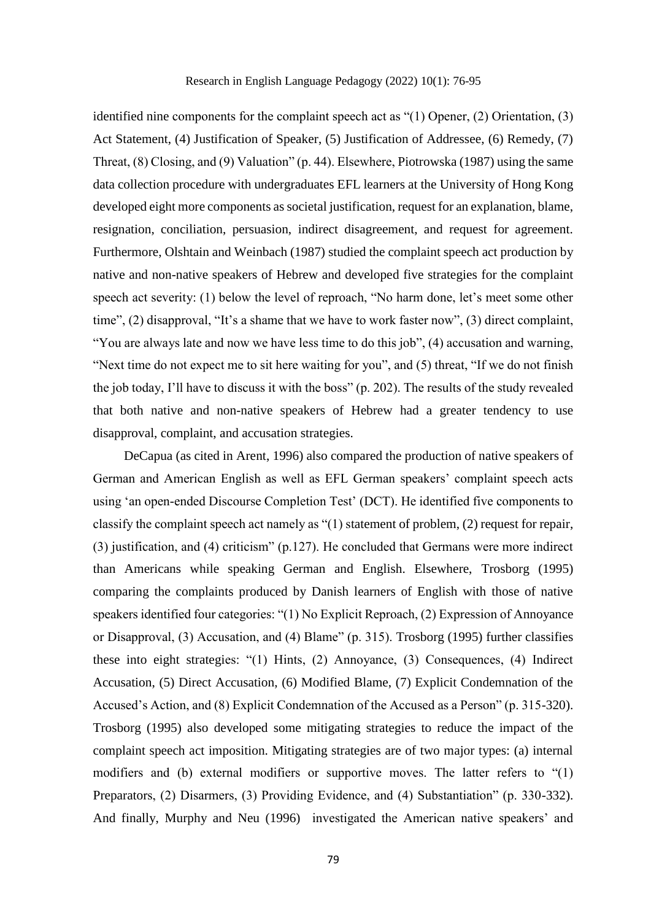identified nine components for the complaint speech act as "(1) Opener, (2) Orientation, (3) Act Statement, (4) Justification of Speaker, (5) Justification of Addressee, (6) Remedy, (7) Threat, (8) Closing, and (9) Valuation" (p. 44). Elsewhere, Piotrowska (1987) using the same data collection procedure with undergraduates EFL learners at the University of Hong Kong developed eight more components as societal justification, request for an explanation, blame, resignation, conciliation, persuasion, indirect disagreement, and request for agreement. Furthermore, Olshtain and Weinbach (1987) studied the complaint speech act production by native and non-native speakers of Hebrew and developed five strategies for the complaint speech act severity: (1) below the level of reproach, "No harm done, let's meet some other time", (2) disapproval, "It's a shame that we have to work faster now", (3) direct complaint, "You are always late and now we have less time to do this job", (4) accusation and warning, "Next time do not expect me to sit here waiting for you", and (5) threat, "If we do not finish the job today, I'll have to discuss it with the boss" (p. 202). The results of the study revealed that both native and non-native speakers of Hebrew had a greater tendency to use disapproval, complaint, and accusation strategies.

DeCapua (as cited in Arent, 1996) also compared the production of native speakers of German and American English as well as EFL German speakers' complaint speech acts using 'an open-ended Discourse Completion Test' (DCT). He identified five components to classify the complaint speech act namely as "(1) statement of problem, (2) request for repair, (3) justification, and (4) criticism" (p.127). He concluded that Germans were more indirect than Americans while speaking German and English. Elsewhere, Trosborg (1995) comparing the complaints produced by Danish learners of English with those of native speakers identified four categories: "(1) No Explicit Reproach, (2) Expression of Annoyance or Disapproval, (3) Accusation, and (4) Blame" (p. 315). Trosborg (1995) further classifies these into eight strategies: "(1) Hints, (2) Annoyance, (3) Consequences, (4) Indirect Accusation, (5) Direct Accusation, (6) Modified Blame, (7) Explicit Condemnation of the Accused's Action, and (8) Explicit Condemnation of the Accused as a Person" (p. 315-320). Trosborg (1995) also developed some mitigating strategies to reduce the impact of the complaint speech act imposition. Mitigating strategies are of two major types: (a) internal modifiers and (b) external modifiers or supportive moves. The latter refers to "(1) Preparators, (2) Disarmers, (3) Providing Evidence, and (4) Substantiation" (p. 330-332). And finally, Murphy and Neu (1996) investigated the American native speakers' and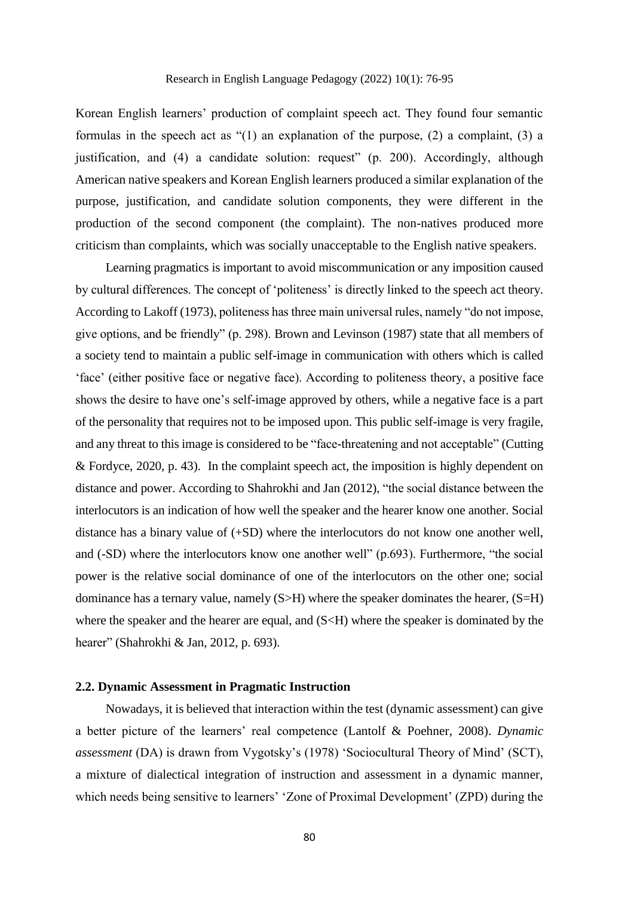Korean English learners' production of complaint speech act. They found four semantic formulas in the speech act as "(1) an explanation of the purpose, (2) a complaint, (3) a justification, and (4) a candidate solution: request" (p. 200). Accordingly, although American native speakers and Korean English learners produced a similar explanation of the purpose, justification, and candidate solution components, they were different in the production of the second component (the complaint). The non-natives produced more criticism than complaints, which was socially unacceptable to the English native speakers.

Learning pragmatics is important to avoid miscommunication or any imposition caused by cultural differences. The concept of 'politeness' is directly linked to the speech act theory. According to Lakoff (1973), politeness has three main universal rules, namely "do not impose, give options, and be friendly" (p. 298). Brown and Levinson (1987) state that all members of a society tend to maintain a public self-image in communication with others which is called 'face' (either positive face or negative face). According to politeness theory, a positive face shows the desire to have one's self-image approved by others, while a negative face is a part of the personality that requires not to be imposed upon. This public self-image is very fragile, and any threat to this image is considered to be "face-threatening and not acceptable" (Cutting & Fordyce, 2020, p. 43). In the complaint speech act, the imposition is highly dependent on distance and power. According to Shahrokhi and Jan (2012), "the social distance between the interlocutors is an indication of how well the speaker and the hearer know one another. Social distance has a binary value of (+SD) where the interlocutors do not know one another well, and (-SD) where the interlocutors know one another well" (p.693). Furthermore, "the social power is the relative social dominance of one of the interlocutors on the other one; social dominance has a ternary value, namely (S>H) where the speaker dominates the hearer, (S=H) where the speaker and the hearer are equal, and (S<H) where the speaker is dominated by the hearer" (Shahrokhi & Jan, 2012, p. 693).

### 2.2. Dynamic Assessment in Pragmatic Instruction

Nowadays, it is believed that interaction within the test (dynamic assessment) can give a better picture of the learners' real competence (Lantolf & Poehner, 2008). *Dynamic assessment* (DA) is drawn from Vygotsky's (1978) 'Sociocultural Theory of Mind' (SCT), a mixture of dialectical integration of instruction and assessment in a dynamic manner, which needs being sensitive to learners' 'Zone of Proximal Development' (ZPD) during the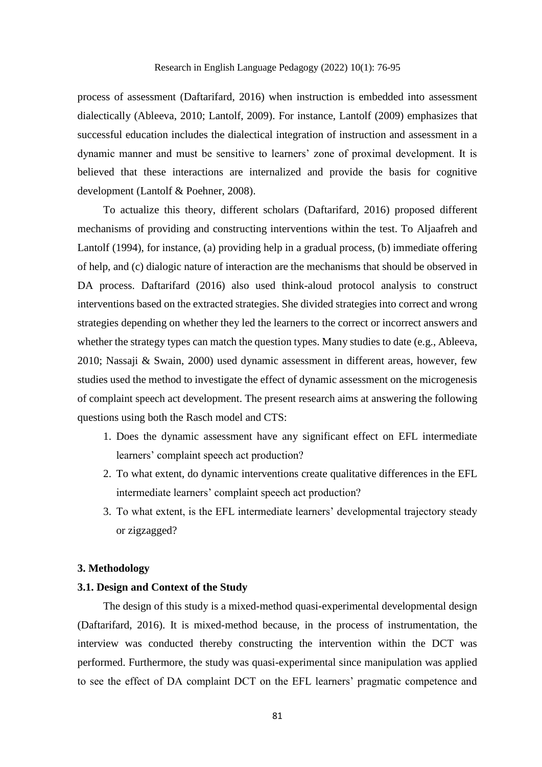process of assessment (Daftarifard, 2016) when instruction is embedded into assessment dialectically (Ableeva, 2010; Lantolf, 2009). For instance, Lantolf (2009) emphasizes that successful education includes the dialectical integration of instruction and assessment in a dynamic manner and must be sensitive to learners' zone of proximal development. It is believed that these interactions are internalized and provide the basis for cognitive development (Lantolf & Poehner, 2008).

To actualize this theory, different scholars (Daftarifard, 2016) proposed different mechanisms of providing and constructing interventions within the test. To Aljaafreh and Lantolf (1994), for instance, (a) providing help in a gradual process, (b) immediate offering of help, and (c) dialogic nature of interaction are the mechanisms that should be observed in DA process. Daftarifard (2016) also used think-aloud protocol analysis to construct interventions based on the extracted strategies. She divided strategies into correct and wrong strategies depending on whether they led the learners to the correct or incorrect answers and whether the strategy types can match the question types. Many studies to date (e.g., Ableeva, 2010; Nassaji & Swain, 2000) used dynamic assessment in different areas, however, few studies used the method to investigate the effect of dynamic assessment on the microgenesis of complaint speech act development. The present research aims at answering the following questions using both the Rasch model and CTS:

1. Does the dynamic assessment have any significant effect on EFL intermediate learners' complaint speech act production?
2. To what extent, do dynamic interventions create qualitative differences in the EFL intermediate learners' complaint speech act production?
3. To what extent, is the EFL intermediate learners' developmental trajectory steady or zigzagged?

## 3. Methodology

### 3.1. Design and Context of the Study

The design of this study is a mixed-method quasi-experimental developmental design (Daftarifard, 2016). It is mixed-method because, in the process of instrumentation, the interview was conducted thereby constructing the intervention within the DCT was performed. Furthermore, the study was quasi-experimental since manipulation was applied to see the effect of DA complaint DCT on the EFL learners' pragmatic competence and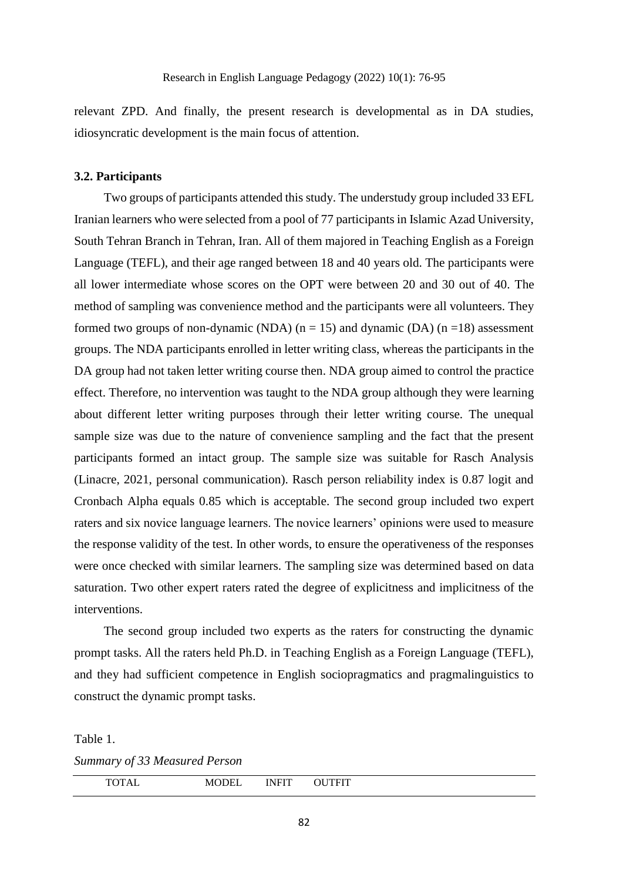relevant ZPD. And finally, the present research is developmental as in DA studies, idiosyncratic development is the main focus of attention.

### 3.2. Participants

Two groups of participants attended this study. The understudy group included 33 EFL Iranian learners who were selected from a pool of 77 participants in Islamic Azad University, South Tehran Branch in Tehran, Iran. All of them majored in Teaching English as a Foreign Language (TEFL), and their age ranged between 18 and 40 years old. The participants were all lower intermediate whose scores on the OPT were between 20 and 30 out of 40. The method of sampling was convenience method and the participants were all volunteers. They formed two groups of non-dynamic (NDA) ($n = 15$) and dynamic (DA) ($n = 18$) assessment groups. The NDA participants enrolled in letter writing class, whereas the participants in the DA group had not taken letter writing course then. NDA group aimed to control the practice effect. Therefore, no intervention was taught to the NDA group although they were learning about different letter writing purposes through their letter writing course. The unequal sample size was due to the nature of convenience sampling and the fact that the present participants formed an intact group. The sample size was suitable for Rasch Analysis (Linacre, 2021, personal communication). Rasch person reliability index is 0.87 logit and Cronbach Alpha equals 0.85 which is acceptable. The second group included two expert raters and six novice language learners. The novice learners' opinions were used to measure the response validity of the test. In other words, to ensure the operativeness of the responses were once checked with similar learners. The sampling size was determined based on data saturation. Two other expert raters rated the degree of explicitness and implicitness of the interventions.

The second group included two experts as the raters for constructing the dynamic prompt tasks. All the raters held Ph.D. in Teaching English as a Foreign Language (TEFL), and they had sufficient competence in English sociopragmatics and pragmalinguistics to construct the dynamic prompt tasks.

Table 1.

*Summary of 33 Measured Person*

| TOTAL | MODEL | INFIT | OUTFIT |
|---|---|---|---|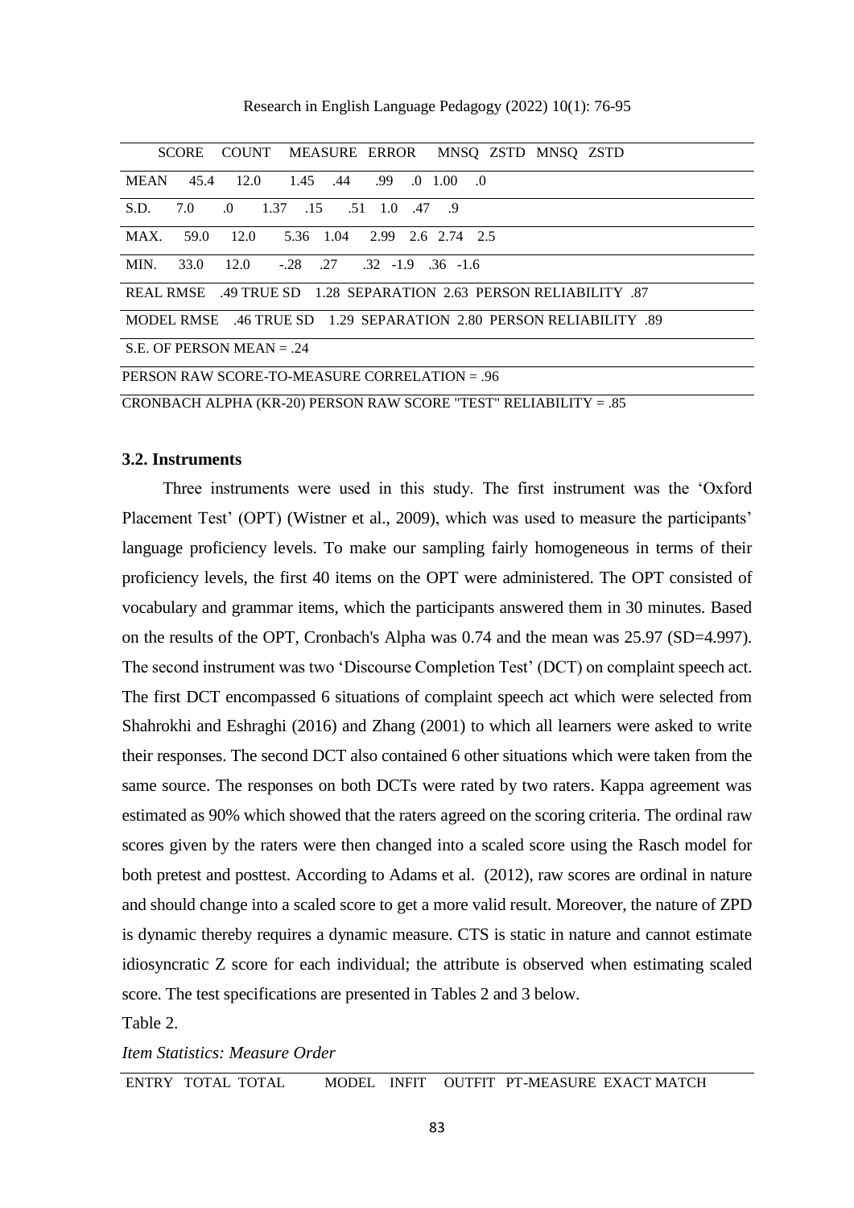| | SCORE | COUNT | MEASURE | ERROR | MNSQ | ZSTD | MNSQ | ZSTD |
|---|---|---|---|---|---|---|---|---|
| MEAN | 45.4 | 12.0 | 1.45 | .44 | .99 | .0 | 1.00 | .0 |
| S.D. | 7.0 | .0 | 1.37 | .15 | .51 | 1.0 | .47 | .9 |
| MAX. | 59.0 | 12.0 | 5.36 | 1.04 | 2.99 | 2.6 | 2.74 | 2.5 |
| MIN. | 33.0 | 12.0 | -.28 | .27 | .32 | -1.9 | .36 | -1.6 |
| REAL RMSE .49 TRUE SD 1.28 SEPARATION 2.63 PERSON RELIABILITY .87 | | | | | | | | |
| MODEL RMSE .46 TRUE SD 1.29 SEPARATION 2.80 PERSON RELIABILITY .89 | | | | | | | | |
| S.E. OF PERSON MEAN = .24 | | | | | | | | |
| PERSON RAW SCORE-TO-MEASURE CORRELATION = .96 | | | | | | | | |
| CRONBACH ALPHA (KR-20) PERSON RAW SCORE "TEST" RELIABILITY = .85 | | | | | | | | |

### 3.2. Instruments

Three instruments were used in this study. The first instrument was the 'Oxford Placement Test' (OPT) (Wistner et al., 2009), which was used to measure the participants' language proficiency levels. To make our sampling fairly homogeneous in terms of their proficiency levels, the first 40 items on the OPT were administered. The OPT consisted of vocabulary and grammar items, which the participants answered them in 30 minutes. Based on the results of the OPT, Cronbach's Alpha was 0.74 and the mean was 25.97 (SD=4.997). The second instrument was two 'Discourse Completion Test' (DCT) on complaint speech act. The first DCT encompassed 6 situations of complaint speech act which were selected from Shahrokhi and Eshraghi (2016) and Zhang (2001) to which all learners were asked to write their responses. The second DCT also contained 6 other situations which were taken from the same source. The responses on both DCTs were rated by two raters. Kappa agreement was estimated as 90% which showed that the raters agreed on the scoring criteria. The ordinal raw scores given by the raters were then changed into a scaled score using the Rasch model for both pretest and posttest. According to Adams et al. (2012), raw scores are ordinal in nature and should change into a scaled score to get a more valid result. Moreover, the nature of ZPD is dynamic thereby requires a dynamic measure. CTS is static in nature and cannot estimate idiosyncratic Z score for each individual; the attribute is observed when estimating scaled score. The test specifications are presented in Tables 2 and 3 below.

Table 2.

*Item Statistics: Measure Order*

| ENTRY | TOTAL | TOTAL | MODEL | INFIT | OUTFIT | PT-MEASURE | EXACT MATCH |
|---|---|---|---|---|---|---|---|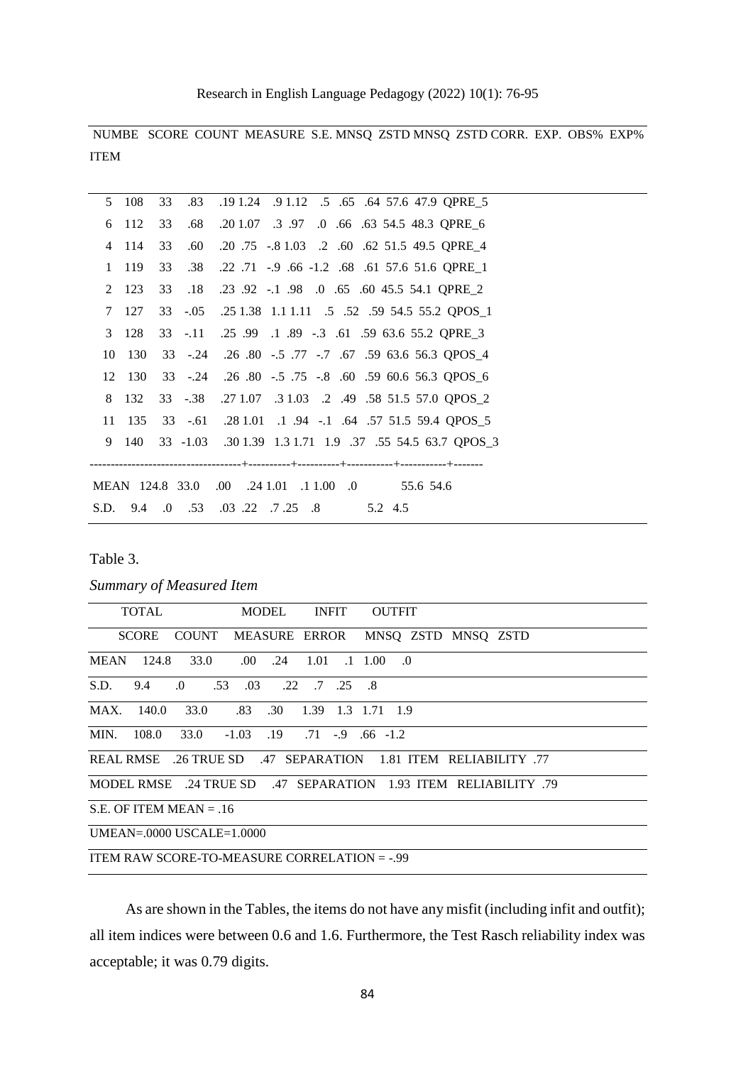| NUMBE ITEM | SCORE | COUNT | MEASURE | S.E. | MNSQ | ZSTD | MNSQ | ZSTD | CORR. | EXP. | OBS% | EXP% | |
|---|---|---|---|---|---|---|---|---|---|---|---|---|---|
| 5 | 108 | 33 | .83 | .19 | 1.24 | .9 | 1.12 | .5 | .65 | .64 | 57.6 | 47.9 | QPRE_5 |
| 6 | 112 | 33 | .68 | .20 | 1.07 | .3 | .97 | .0 | .66 | .63 | 54.5 | 48.3 | QPRE_6 |
| 4 | 114 | 33 | .60 | .20 | .75 | -.8 | 1.03 | .2 | .60 | .62 | 51.5 | 49.5 | QPRE_4 |
| 1 | 119 | 33 | .38 | .22 | .71 | -.9 | .66 | -1.2 | .68 | .61 | 57.6 | 51.6 | QPRE_1 |
| 2 | 123 | 33 | .18 | .23 | .92 | -.1 | .98 | .0 | .65 | .60 | 45.5 | 54.1 | QPRE_2 |
| 7 | 127 | 33 | -.05 | .25 | 1.38 | 1.1 | 1.11 | .5 | .52 | .59 | 54.5 | 55.2 | QPOS_1 |
| 3 | 128 | 33 | -.11 | .25 | .99 | .1 | .89 | -.3 | .61 | .59 | 63.6 | 55.2 | QPRE_3 |
| 10 | 130 | 33 | -.24 | .26 | .80 | -.5 | .77 | -.7 | .67 | .59 | 63.6 | 56.3 | QPOS_4 |
| 12 | 130 | 33 | -.24 | .26 | .80 | -.5 | .75 | -.8 | .60 | .59 | 60.6 | 56.3 | QPOS_6 |
| 8 | 132 | 33 | -.38 | .27 | 1.07 | .3 | 1.03 | .2 | .49 | .58 | 51.5 | 57.0 | QPOS_2 |
| 11 | 135 | 33 | -.61 | .28 | 1.01 | .1 | .94 | -.1 | .64 | .57 | 51.5 | 59.4 | QPOS_5 |
| 9 | 140 | 33 | -1.03 | .30 | 1.39 | 1.3 | 1.71 | 1.9 | .37 | .55 | 54.5 | 63.7 | QPOS_3 |
| MEAN | 124.8 | 33.0 | .00 | .24 | 1.01 | .1 | 1.00 | .0 | | | 55.6 | 54.6 | |
| S.D. | 9.4 | .0 | .53 | .03 | .22 | .7 | .25 | .8 | | | 5.2 | 4.5 | |

Table 3.

*Summary of Measured Item*

| | TOTAL SCORE | COUNT | MEASURE | MODEL ERROR | INFIT MNSQ | INFIT ZSTD | OUTFIT MNSQ | OUTFIT ZSTD |
|---|---|---|---|---|---|---|---|---|
| MEAN | 124.8 | 33.0 | .00 | .24 | 1.01 | .1 | 1.00 | .0 |
| S.D. | 9.4 | .0 | .53 | .03 | .22 | .7 | .25 | .8 |
| MAX. | 140.0 | 33.0 | .83 | .30 | 1.39 | 1.3 | 1.71 | 1.9 |
| MIN. | 108.0 | 33.0 | -1.03 | .19 | .71 | -.9 | .66 | -1.2 |
| REAL RMSE .26 TRUE SD .47 SEPARATION 1.81 ITEM RELIABILITY .77 | | | | | | | | |
| MODEL RMSE .24 TRUE SD .47 SEPARATION 1.93 ITEM RELIABILITY .79 | | | | | | | | |
| S.E. OF ITEM MEAN = .16 | | | | | | | | |
| UMEAN=.0000 USCALE=1.0000 | | | | | | | | |
| ITEM RAW SCORE-TO-MEASURE CORRELATION = -.99 | | | | | | | | |

As are shown in the Tables, the items do not have any misfit (including infit and outfit); all item indices were between 0.6 and 1.6. Furthermore, the Test Rasch reliability index was acceptable; it was 0.79 digits.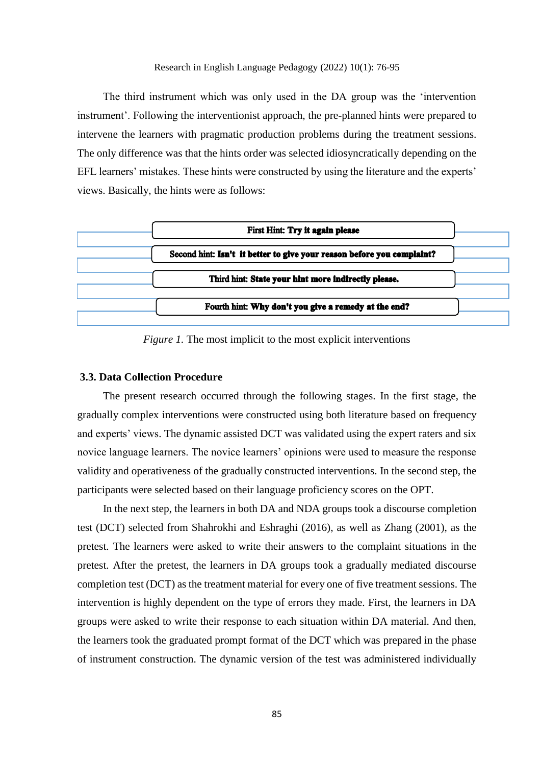The third instrument which was only used in the DA group was the 'intervention instrument'. Following the interventionist approach, the pre-planned hints were prepared to intervene the learners with pragmatic production problems during the treatment sessions. The only difference was that the hints order was selected idiosyncratically depending on the EFL learners' mistakes. These hints were constructed by using the literature and the experts' views. Basically, the hints were as follows:

First Hint: **Try it again please**

Second hint: **Isn't it better to give your reason before you complaint?**

Third hint: **State your hint more indirectly please.**

Fourth hint: **Why don't you give a remedy at the end?**

*Figure 1.* The most implicit to the most explicit interventions

### 3.3. Data Collection Procedure

The present research occurred through the following stages. In the first stage, the gradually complex interventions were constructed using both literature based on frequency and experts' views. The dynamic assisted DCT was validated using the expert raters and six novice language learners. The novice learners' opinions were used to measure the response validity and operativeness of the gradually constructed interventions. In the second step, the participants were selected based on their language proficiency scores on the OPT.

In the next step, the learners in both DA and NDA groups took a discourse completion test (DCT) selected from Shahrokhi and Eshraghi (2016), as well as Zhang (2001), as the pretest. The learners were asked to write their answers to the complaint situations in the pretest. After the pretest, the learners in DA groups took a gradually mediated discourse completion test (DCT) as the treatment material for every one of five treatment sessions. The intervention is highly dependent on the type of errors they made. First, the learners in DA groups were asked to write their response to each situation within DA material. And then, the learners took the graduated prompt format of the DCT which was prepared in the phase of instrument construction. The dynamic version of the test was administered individually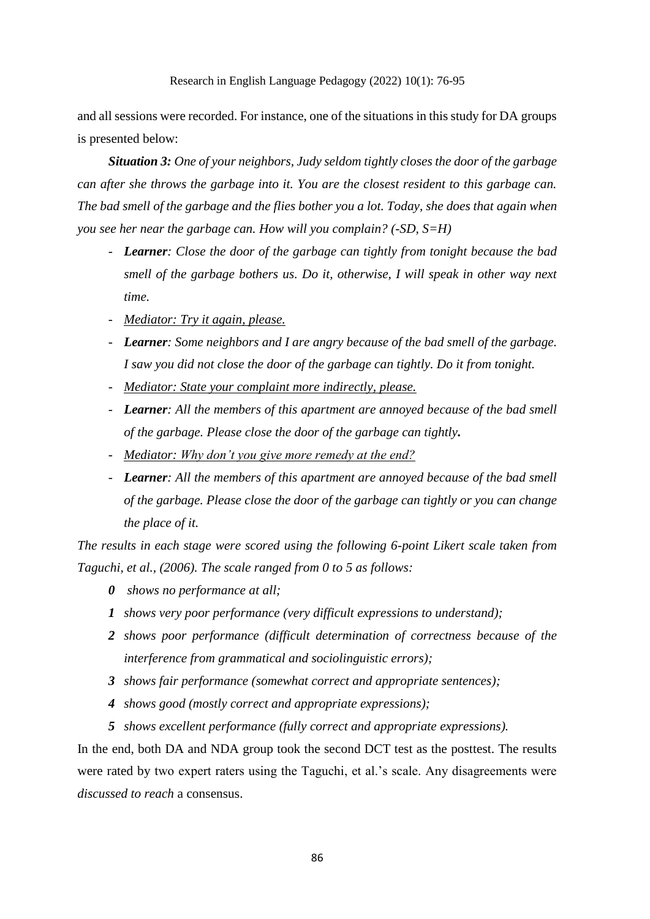and all sessions were recorded. For instance, one of the situations in this study for DA groups is presented below:

***Situation 3:*** *One of your neighbors, Judy seldom tightly closes the door of the garbage can after she throws the garbage into it. You are the closest resident to this garbage can. The bad smell of the garbage and the flies bother you a lot. Today, she does that again when you see her near the garbage can. How will you complain? (-SD, S=H)*

- ***Learner****: Close the door of the garbage can tightly from tonight because the bad smell of the garbage bothers us. Do it, otherwise, I will speak in other way next time.*
- <u>*Mediator: Try it again, please.*</u>
- ***Learner****: Some neighbors and I are angry because of the bad smell of the garbage. I saw you did not close the door of the garbage can tightly. Do it from tonight.*
- <u>*Mediator: State your complaint more indirectly, please.*</u>
- ***Learner****: All the members of this apartment are annoyed because of the bad smell of the garbage. Please close the door of the garbage can tightly***.**
- <u>*Mediator: Why don't you give more remedy at the end?*</u>
- ***Learner****: All the members of this apartment are annoyed because of the bad smell of the garbage. Please close the door of the garbage can tightly or you can change the place of it.*

*The results in each stage were scored using the following 6-point Likert scale taken from Taguchi, et al., (2006). The scale ranged from 0 to 5 as follows:*

- ***0*** *shows no performance at all;*
- ***1*** *shows very poor performance (very difficult expressions to understand);*
- ***2*** *shows poor performance (difficult determination of correctness because of the interference from grammatical and sociolinguistic errors);*
- ***3*** *shows fair performance (somewhat correct and appropriate sentences);*
- ***4*** *shows good (mostly correct and appropriate expressions);*
- ***5*** *shows excellent performance (fully correct and appropriate expressions).*

In the end, both DA and NDA group took the second DCT test as the posttest. The results were rated by two expert raters using the Taguchi, et al.'s scale. Any disagreements were *discussed to reach* a consensus.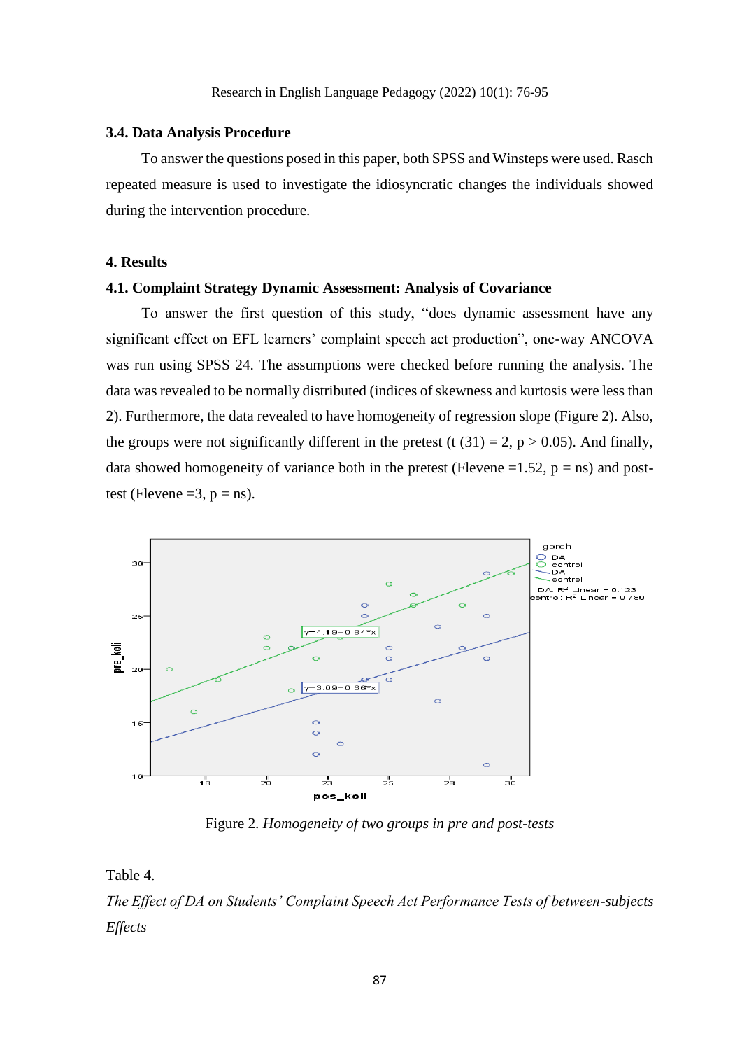### 3.4. Data Analysis Procedure

To answer the questions posed in this paper, both SPSS and Winsteps were used. Rasch repeated measure is used to investigate the idiosyncratic changes the individuals showed during the intervention procedure.

## 4. Results

### 4.1. Complaint Strategy Dynamic Assessment: Analysis of Covariance

To answer the first question of this study, "does dynamic assessment have any significant effect on EFL learners' complaint speech act production", one-way ANCOVA was run using SPSS 24. The assumptions were checked before running the analysis. The data was revealed to be normally distributed (indices of skewness and kurtosis were less than 2). Furthermore, the data revealed to have homogeneity of regression slope (Figure 2). Also, the groups were not significantly different in the pretest (t (31) = 2, p > 0.05). And finally, data showed homogeneity of variance both in the pretest (Flevene =1.52, p = ns) and post-test (Flevene =3, p = ns).

Figure 2. *Homogeneity of two groups in pre and post-tests*

Table 4.

*The Effect of DA on Students' Complaint Speech Act Performance Tests of between-subjects Effects*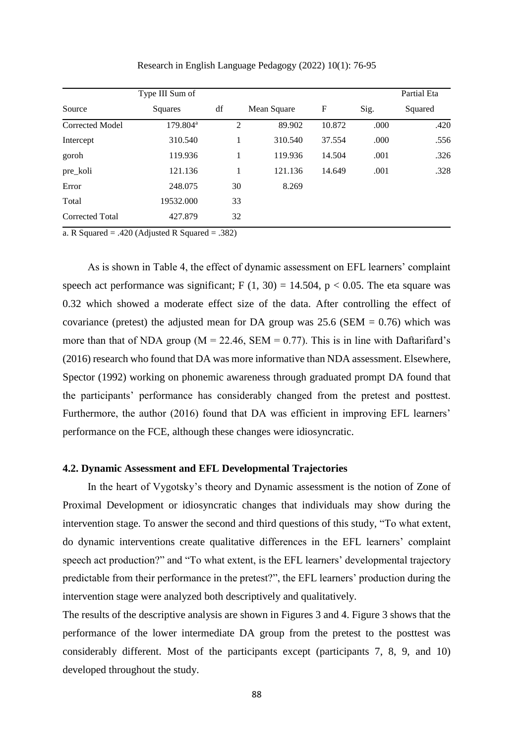| Source | Type III Sum of Squares | df | Mean Square | F | Sig. | Partial Eta Squared |
|---|---|---|---|---|---|---|
| Corrected Model | 179.804[a] | 2 | 89.902 | 10.872 | .000 | .420 |
| Intercept | 310.540 | 1 | 310.540 | 37.554 | .000 | .556 |
| goroh | 119.936 | 1 | 119.936 | 14.504 | .001 | .326 |
| pre_koli | 121.136 | 1 | 121.136 | 14.649 | .001 | .328 |
| Error | 248.075 | 30 | 8.269 | | | |
| Total | 19532.000 | 33 | | | | |
| Corrected Total | 427.879 | 32 | | | | |

a. R Squared = .420 (Adjusted R Squared = .382)

As is shown in Table 4, the effect of dynamic assessment on EFL learners' complaint speech act performance was significant; $F(1, 30) = 14.504$, $p < 0.05$. The eta square was 0.32 which showed a moderate effect size of the data. After controlling the effect of covariance (pretest) the adjusted mean for DA group was 25.6 (SEM = 0.76) which was more than that of NDA group (M = 22.46, SEM = 0.77). This is in line with Daftarifard's (2016) research who found that DA was more informative than NDA assessment. Elsewhere, Spector (1992) working on phonemic awareness through graduated prompt DA found that the participants' performance has considerably changed from the pretest and posttest. Furthermore, the author (2016) found that DA was efficient in improving EFL learners' performance on the FCE, although these changes were idiosyncratic.

### 4.2. Dynamic Assessment and EFL Developmental Trajectories

In the heart of Vygotsky's theory and Dynamic assessment is the notion of Zone of Proximal Development or idiosyncratic changes that individuals may show during the intervention stage. To answer the second and third questions of this study, "To what extent, do dynamic interventions create qualitative differences in the EFL learners' complaint speech act production?" and "To what extent, is the EFL learners' developmental trajectory predictable from their performance in the pretest?", the EFL learners' production during the intervention stage were analyzed both descriptively and qualitatively.

The results of the descriptive analysis are shown in Figures 3 and 4. Figure 3 shows that the performance of the lower intermediate DA group from the pretest to the posttest was considerably different. Most of the participants except (participants 7, 8, 9, and 10) developed throughout the study.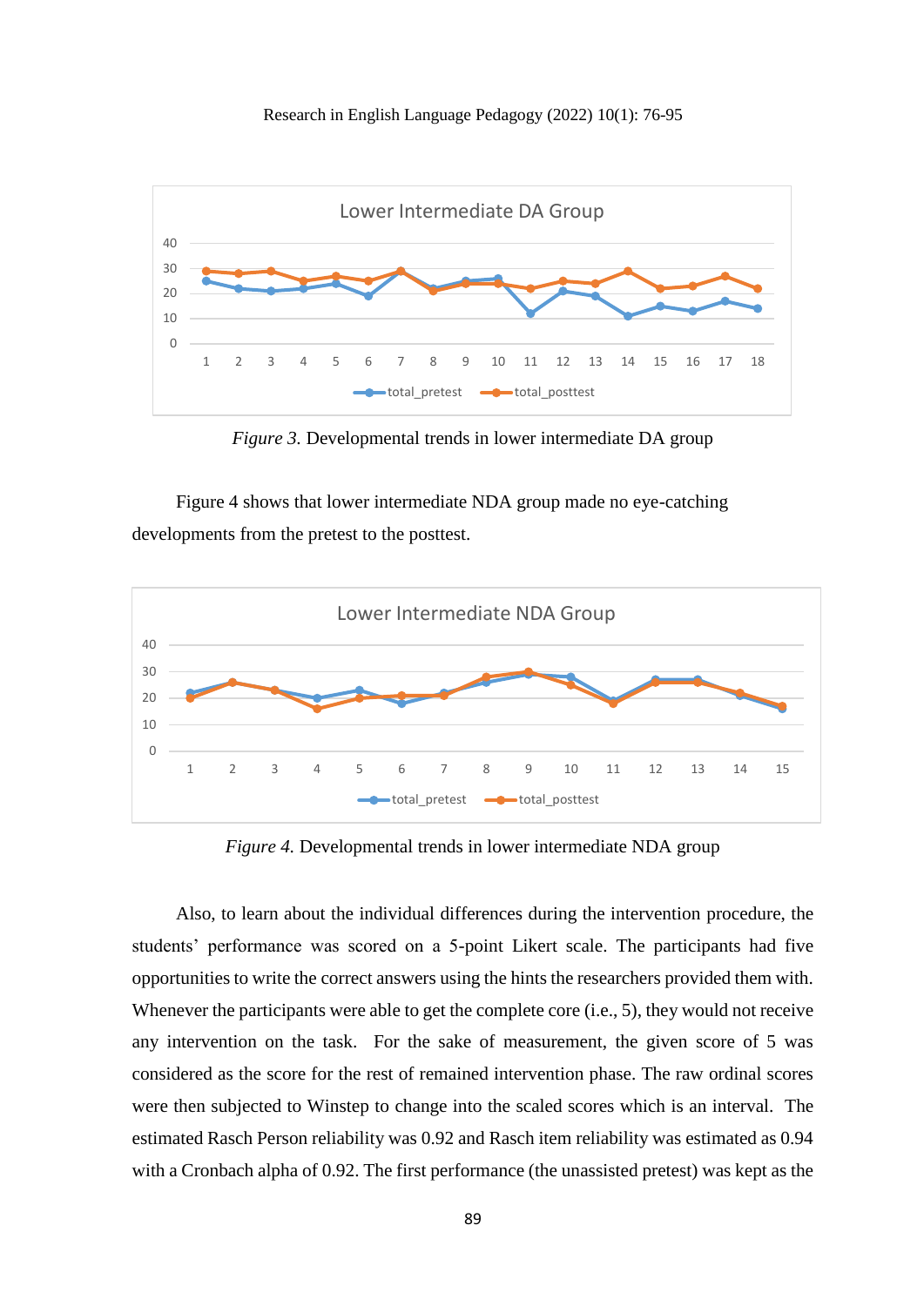*Figure 3.* Developmental trends in lower intermediate DA group

Figure 4 shows that lower intermediate NDA group made no eye-catching developments from the pretest to the posttest.

*Figure 4.* Developmental trends in lower intermediate NDA group

Also, to learn about the individual differences during the intervention procedure, the students' performance was scored on a 5-point Likert scale. The participants had five opportunities to write the correct answers using the hints the researchers provided them with. Whenever the participants were able to get the complete core (i.e., 5), they would not receive any intervention on the task. For the sake of measurement, the given score of 5 was considered as the score for the rest of remained intervention phase. The raw ordinal scores were then subjected to Winstep to change into the scaled scores which is an interval. The estimated Rasch Person reliability was 0.92 and Rasch item reliability was estimated as 0.94 with a Cronbach alpha of 0.92. The first performance (the unassisted pretest) was kept as the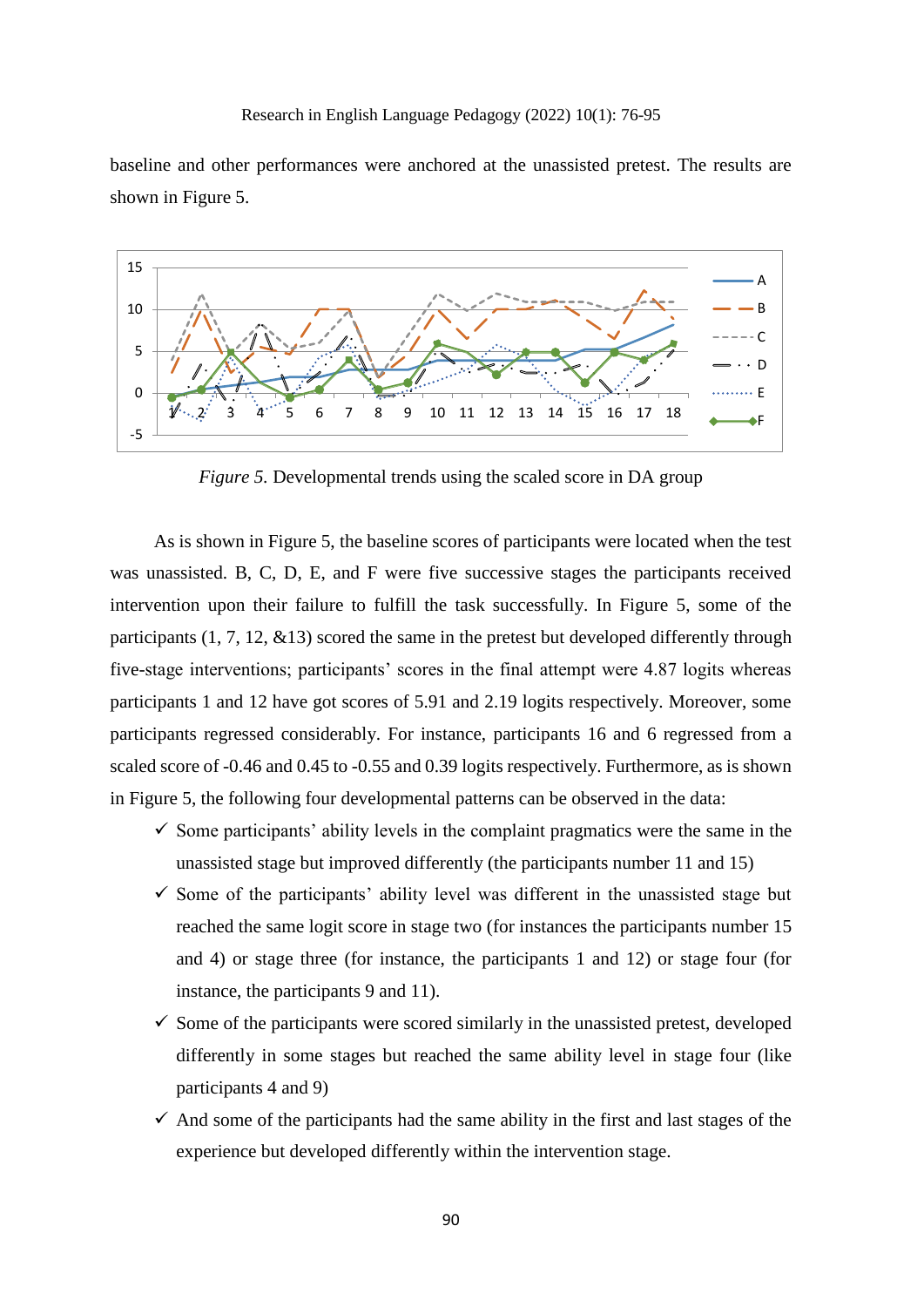baseline and other performances were anchored at the unassisted pretest. The results are shown in Figure 5.

*Figure 5.* Developmental trends using the scaled score in DA group

As is shown in Figure 5, the baseline scores of participants were located when the test was unassisted. B, C, D, E, and F were five successive stages the participants received intervention upon their failure to fulfill the task successfully. In Figure 5, some of the participants (1, 7, 12, &13) scored the same in the pretest but developed differently through five-stage interventions; participants' scores in the final attempt were 4.87 logits whereas participants 1 and 12 have got scores of 5.91 and 2.19 logits respectively. Moreover, some participants regressed considerably. For instance, participants 16 and 6 regressed from a scaled score of -0.46 and 0.45 to -0.55 and 0.39 logits respectively. Furthermore, as is shown in Figure 5, the following four developmental patterns can be observed in the data:

- ✓ Some participants' ability levels in the complaint pragmatics were the same in the unassisted stage but improved differently (the participants number 11 and 15)
- ✓ Some of the participants' ability level was different in the unassisted stage but reached the same logit score in stage two (for instances the participants number 15 and 4) or stage three (for instance, the participants 1 and 12) or stage four (for instance, the participants 9 and 11).
- ✓ Some of the participants were scored similarly in the unassisted pretest, developed differently in some stages but reached the same ability level in stage four (like participants 4 and 9)
- ✓ And some of the participants had the same ability in the first and last stages of the experience but developed differently within the intervention stage.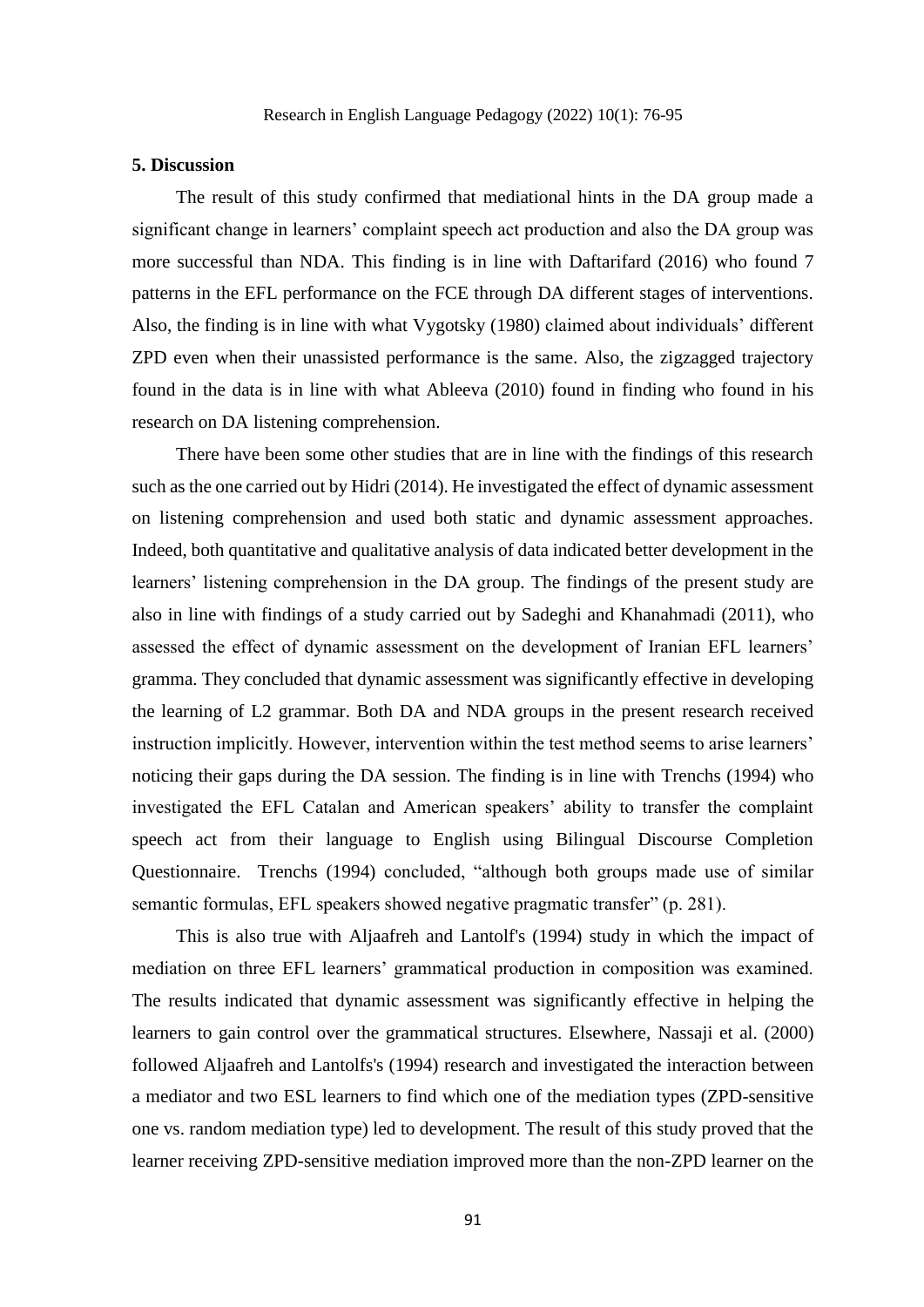## 5. Discussion

The result of this study confirmed that mediational hints in the DA group made a significant change in learners' complaint speech act production and also the DA group was more successful than NDA. This finding is in line with Daftarifard (2016) who found 7 patterns in the EFL performance on the FCE through DA different stages of interventions. Also, the finding is in line with what Vygotsky (1980) claimed about individuals' different ZPD even when their unassisted performance is the same. Also, the zigzagged trajectory found in the data is in line with what Ableeva (2010) found in finding who found in his research on DA listening comprehension.

There have been some other studies that are in line with the findings of this research such as the one carried out by Hidri (2014). He investigated the effect of dynamic assessment on listening comprehension and used both static and dynamic assessment approaches. Indeed, both quantitative and qualitative analysis of data indicated better development in the learners' listening comprehension in the DA group. The findings of the present study are also in line with findings of a study carried out by Sadeghi and Khanahmadi (2011), who assessed the effect of dynamic assessment on the development of Iranian EFL learners' gramma. They concluded that dynamic assessment was significantly effective in developing the learning of L2 grammar. Both DA and NDA groups in the present research received instruction implicitly. However, intervention within the test method seems to arise learners' noticing their gaps during the DA session. The finding is in line with Trenchs (1994) who investigated the EFL Catalan and American speakers' ability to transfer the complaint speech act from their language to English using Bilingual Discourse Completion Questionnaire. Trenchs (1994) concluded, "although both groups made use of similar semantic formulas, EFL speakers showed negative pragmatic transfer" (p. 281).

This is also true with Aljaafreh and Lantolf's (1994) study in which the impact of mediation on three EFL learners' grammatical production in composition was examined. The results indicated that dynamic assessment was significantly effective in helping the learners to gain control over the grammatical structures. Elsewhere, Nassaji et al. (2000) followed Aljaafreh and Lantolfs's (1994) research and investigated the interaction between a mediator and two ESL learners to find which one of the mediation types (ZPD-sensitive one vs. random mediation type) led to development. The result of this study proved that the learner receiving ZPD-sensitive mediation improved more than the non-ZPD learner on the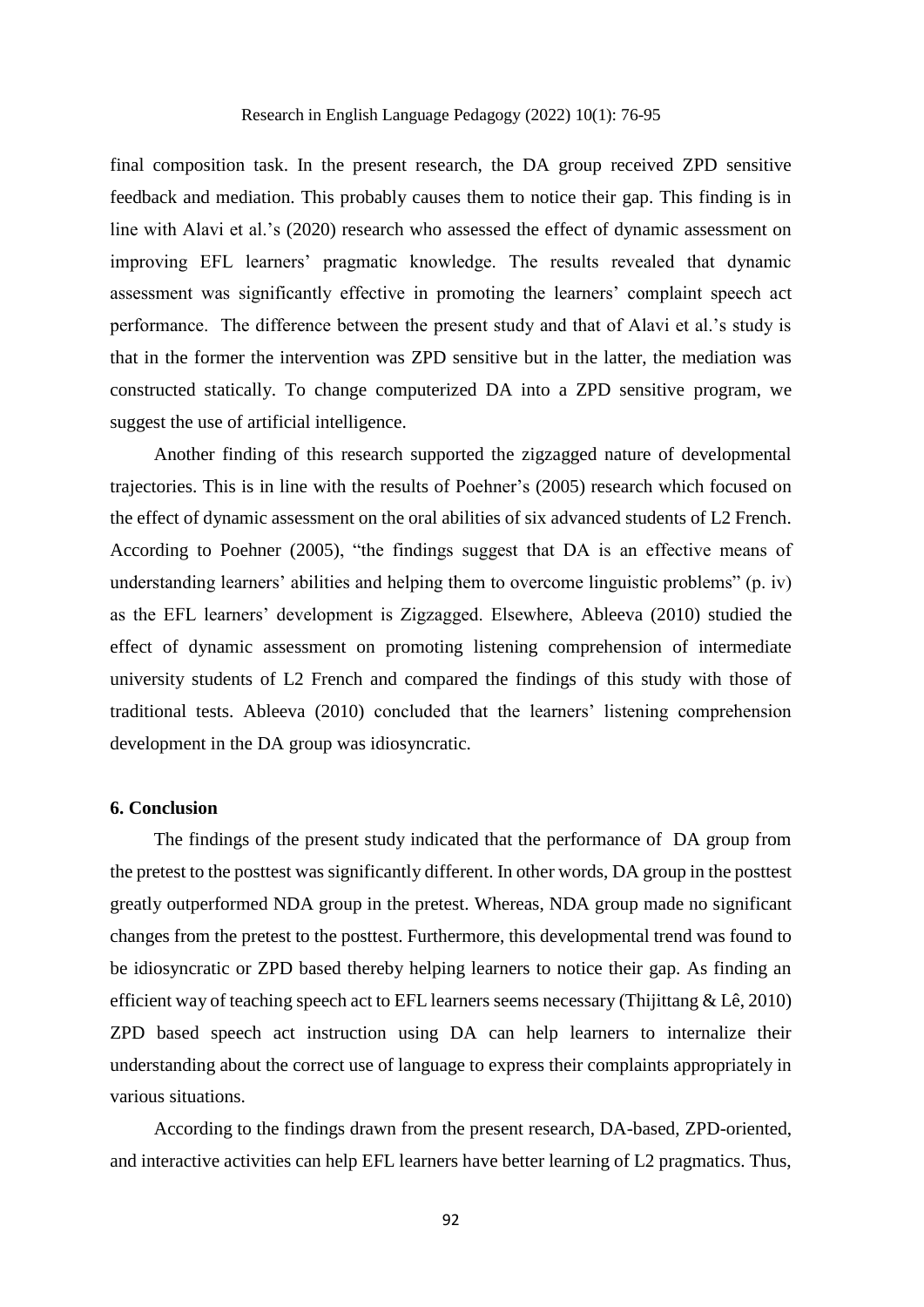final composition task. In the present research, the DA group received ZPD sensitive feedback and mediation. This probably causes them to notice their gap. This finding is in line with Alavi et al.'s (2020) research who assessed the effect of dynamic assessment on improving EFL learners' pragmatic knowledge. The results revealed that dynamic assessment was significantly effective in promoting the learners' complaint speech act performance. The difference between the present study and that of Alavi et al.'s study is that in the former the intervention was ZPD sensitive but in the latter, the mediation was constructed statically. To change computerized DA into a ZPD sensitive program, we suggest the use of artificial intelligence.

Another finding of this research supported the zigzagged nature of developmental trajectories. This is in line with the results of Poehner's (2005) research which focused on the effect of dynamic assessment on the oral abilities of six advanced students of L2 French. According to Poehner (2005), "the findings suggest that DA is an effective means of understanding learners' abilities and helping them to overcome linguistic problems" (p. iv) as the EFL learners' development is Zigzagged. Elsewhere, Ableeva (2010) studied the effect of dynamic assessment on promoting listening comprehension of intermediate university students of L2 French and compared the findings of this study with those of traditional tests. Ableeva (2010) concluded that the learners' listening comprehension development in the DA group was idiosyncratic.

## 6. Conclusion

The findings of the present study indicated that the performance of DA group from the pretest to the posttest was significantly different. In other words, DA group in the posttest greatly outperformed NDA group in the pretest. Whereas, NDA group made no significant changes from the pretest to the posttest. Furthermore, this developmental trend was found to be idiosyncratic or ZPD based thereby helping learners to notice their gap. As finding an efficient way of teaching speech act to EFL learners seems necessary (Thijittang & Lê, 2010) ZPD based speech act instruction using DA can help learners to internalize their understanding about the correct use of language to express their complaints appropriately in various situations.

According to the findings drawn from the present research, DA-based, ZPD-oriented, and interactive activities can help EFL learners have better learning of L2 pragmatics. Thus,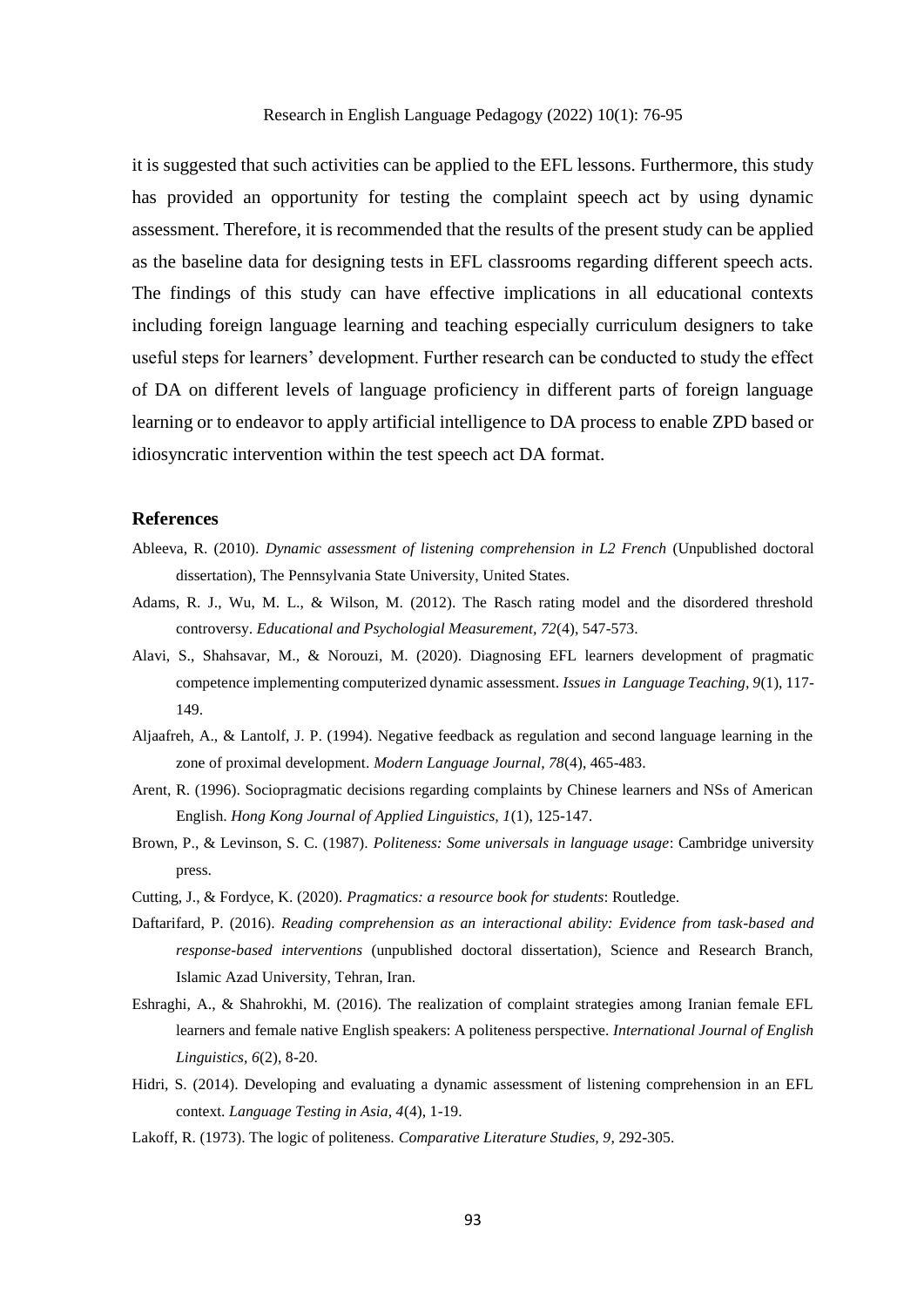it is suggested that such activities can be applied to the EFL lessons. Furthermore, this study has provided an opportunity for testing the complaint speech act by using dynamic assessment. Therefore, it is recommended that the results of the present study can be applied as the baseline data for designing tests in EFL classrooms regarding different speech acts. The findings of this study can have effective implications in all educational contexts including foreign language learning and teaching especially curriculum designers to take useful steps for learners' development. Further research can be conducted to study the effect of DA on different levels of language proficiency in different parts of foreign language learning or to endeavor to apply artificial intelligence to DA process to enable ZPD based or idiosyncratic intervention within the test speech act DA format.

## References

Ableeva, R. (2010). *Dynamic assessment of listening comprehension in L2 French* (Unpublished doctoral dissertation), The Pennsylvania State University, United States.

Adams, R. J., Wu, M. L., & Wilson, M. (2012). The Rasch rating model and the disordered threshold controversy. *Educational and Psychologial Measurement*, *72*(4), 547-573.

Alavi, S., Shahsavar, M., & Norouzi, M. (2020). Diagnosing EFL learners development of pragmatic competence implementing computerized dynamic assessment. *Issues in Language Teaching*, *9*(1), 117-149.

Aljaafreh, A., & Lantolf, J. P. (1994). Negative feedback as regulation and second language learning in the zone of proximal development. *Modern Language Journal*, *78*(4), 465-483.

Arent, R. (1996). Sociopragmatic decisions regarding complaints by Chinese learners and NSs of American English. *Hong Kong Journal of Applied Linguistics, 1*(1), 125-147.

Brown, P., & Levinson, S. C. (1987). *Politeness: Some universals in language usage*: Cambridge university press.

Cutting, J., & Fordyce, K. (2020). *Pragmatics: a resource book for students*: Routledge.

Daftarifard, P. (2016). *Reading comprehension as an interactional ability: Evidence from task-based and response-based interventions* (unpublished doctoral dissertation), Science and Research Branch, Islamic Azad University, Tehran, Iran.

Eshraghi, A., & Shahrokhi, M. (2016). The realization of complaint strategies among Iranian female EFL learners and female native English speakers: A politeness perspective. *International Journal of English Linguistics*, *6*(2), 8-20.

Hidri, S. (2014). Developing and evaluating a dynamic assessment of listening comprehension in an EFL context. *Language Testing in Asia*, *4*(4), 1-19.

Lakoff, R. (1973). The logic of politeness. *Comparative Literature Studies*, *9*, 292-305.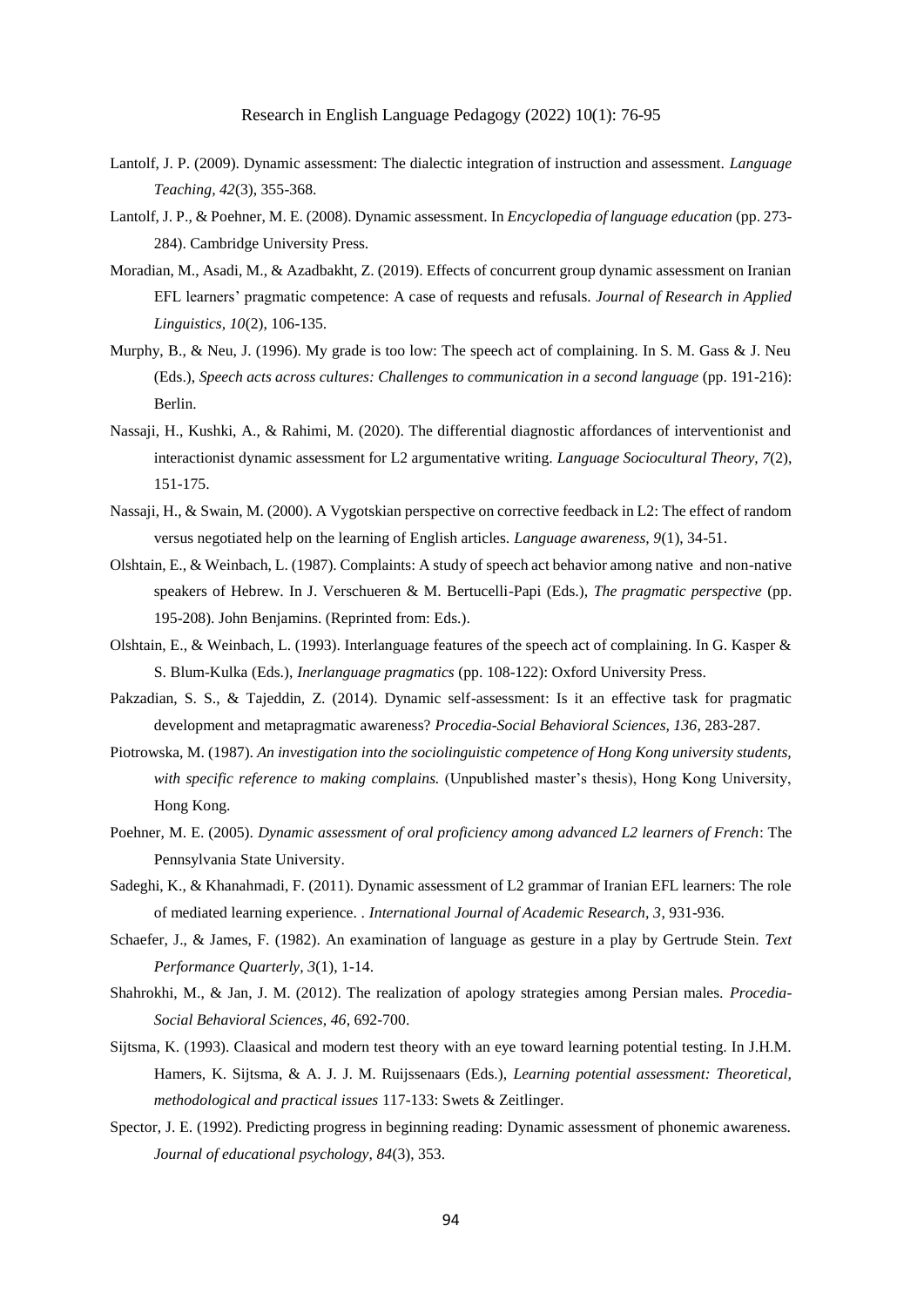Lantolf, J. P. (2009). Dynamic assessment: The dialectic integration of instruction and assessment. *Language Teaching, 42*(3), 355-368.

Lantolf, J. P., & Poehner, M. E. (2008). Dynamic assessment. In *Encyclopedia of language education* (pp. 273-284). Cambridge University Press.

Moradian, M., Asadi, M., & Azadbakht, Z. (2019). Effects of concurrent group dynamic assessment on Iranian EFL learners' pragmatic competence: A case of requests and refusals. *Journal of Research in Applied Linguistics, 10*(2), 106-135.

Murphy, B., & Neu, J. (1996). My grade is too low: The speech act of complaining. In S. M. Gass & J. Neu (Eds.), *Speech acts across cultures: Challenges to communication in a second language* (pp. 191-216): Berlin.

Nassaji, H., Kushki, A., & Rahimi, M. (2020). The differential diagnostic affordances of interventionist and interactionist dynamic assessment for L2 argumentative writing. *Language Sociocultural Theory, 7*(2), 151-175.

Nassaji, H., & Swain, M. (2000). A Vygotskian perspective on corrective feedback in L2: The effect of random versus negotiated help on the learning of English articles. *Language awareness, 9*(1), 34-51.

Olshtain, E., & Weinbach, L. (1987). Complaints: A study of speech act behavior among native and non-native speakers of Hebrew. In J. Verschueren & M. Bertucelli-Papi (Eds.), *The pragmatic perspective* (pp. 195-208). John Benjamins. (Reprinted from: Eds.).

Olshtain, E., & Weinbach, L. (1993). Interlanguage features of the speech act of complaining. In G. Kasper & S. Blum-Kulka (Eds.), *Inerlanguage pragmatics* (pp. 108-122): Oxford University Press.

Pakzadian, S. S., & Tajeddin, Z. (2014). Dynamic self-assessment: Is it an effective task for pragmatic development and metapragmatic awareness? *Procedia-Social Behavioral Sciences, 136*, 283-287.

Piotrowska, M. (1987). *An investigation into the sociolinguistic competence of Hong Kong university students, with specific reference to making complains.* (Unpublished master's thesis), Hong Kong University, Hong Kong.

Poehner, M. E. (2005). *Dynamic assessment of oral proficiency among advanced L2 learners of French*: The Pennsylvania State University.

Sadeghi, K., & Khanahmadi, F. (2011). Dynamic assessment of L2 grammar of Iranian EFL learners: The role of mediated learning experience. . *International Journal of Academic Research, 3*, 931-936.

Schaefer, J., & James, F. (1982). An examination of language as gesture in a play by Gertrude Stein. *Text Performance Quarterly, 3*(1), 1-14.

Shahrokhi, M., & Jan, J. M. (2012). The realization of apology strategies among Persian males. *Procedia-Social Behavioral Sciences, 46*, 692-700.

Sijtsma, K. (1993). Claasical and modern test theory with an eye toward learning potential testing. In J.H.M. Hamers, K. Sijtsma, & A. J. J. M. Ruijssenaars (Eds.), *Learning potential assessment: Theoretical, methodological and practical issues* 117-133: Swets & Zeitlinger.

Spector, J. E. (1992). Predicting progress in beginning reading: Dynamic assessment of phonemic awareness. *Journal of educational psychology, 84*(3), 353.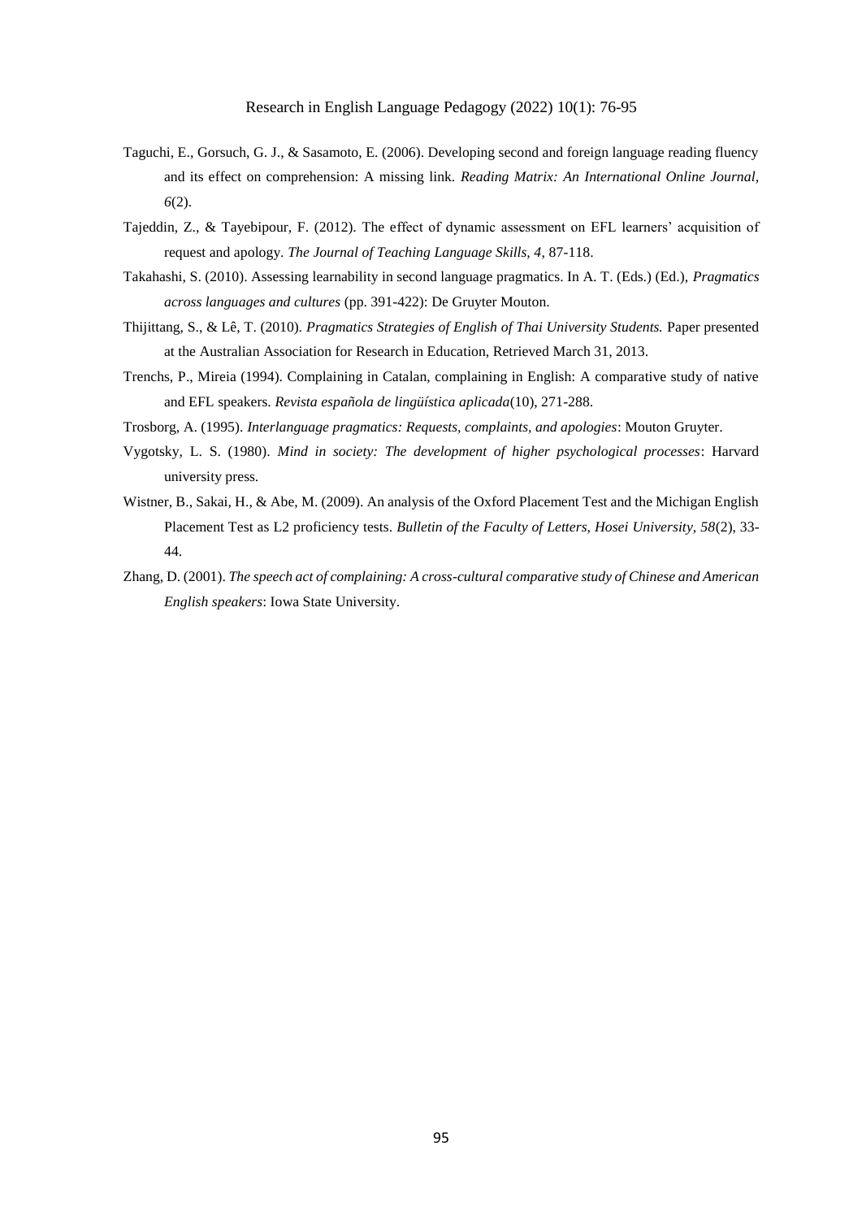Taguchi, E., Gorsuch, G. J., & Sasamoto, E. (2006). Developing second and foreign language reading fluency and its effect on comprehension: A missing link. *Reading Matrix: An International Online Journal, 6*(2).

Tajeddin, Z., & Tayebipour, F. (2012). The effect of dynamic assessment on EFL learners' acquisition of request and apology. *The Journal of Teaching Language Skills, 4*, 87-118.

Takahashi, S. (2010). Assessing learnability in second language pragmatics. In A. T. (Eds.) (Ed.), *Pragmatics across languages and cultures* (pp. 391-422): De Gruyter Mouton.

Thijittang, S., & Lê, T. (2010). *Pragmatics Strategies of English of Thai University Students.* Paper presented at the Australian Association for Research in Education, Retrieved March 31, 2013.

Trenchs, P., Mireia (1994). Complaining in Catalan, complaining in English: A comparative study of native and EFL speakers. *Revista española de lingüística aplicada*(10), 271-288.

Trosborg, A. (1995). *Interlanguage pragmatics: Requests, complaints, and apologies*: Mouton Gruyter.

Vygotsky, L. S. (1980). *Mind in society: The development of higher psychological processes*: Harvard university press.

Wistner, B., Sakai, H., & Abe, M. (2009). An analysis of the Oxford Placement Test and the Michigan English Placement Test as L2 proficiency tests. *Bulletin of the Faculty of Letters, Hosei University, 58*(2), 33-44.

Zhang, D. (2001). *The speech act of complaining: A cross-cultural comparative study of Chinese and American English speakers*: Iowa State University.